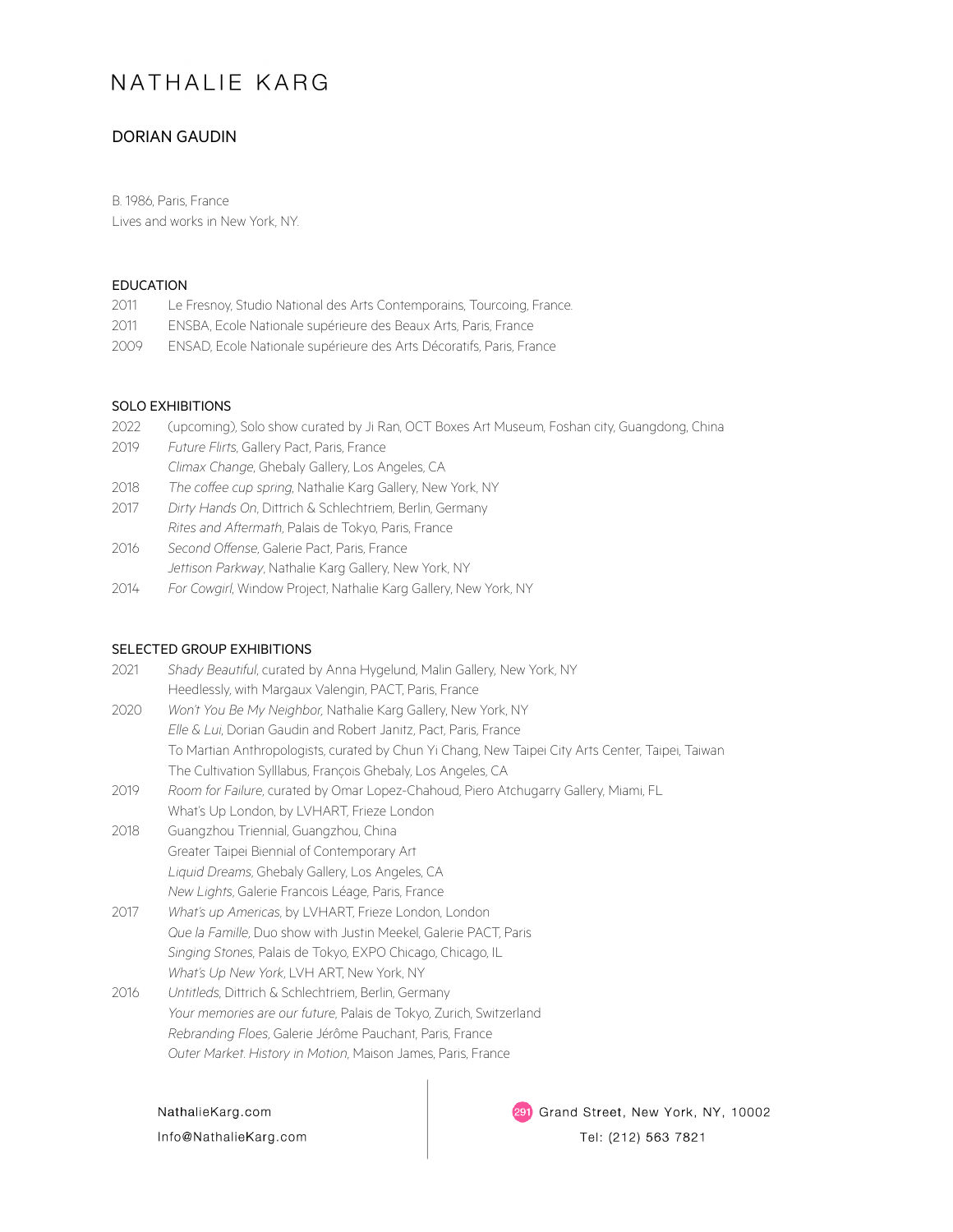# NATHALIE KARG

## DORIAN GAUDIN

B. 1986, Paris, France
Lives and works in New York, NY.

### EDUCATION

2011 Le Fresnoy, Studio National des Arts Contemporains, Tourcoing, France.
2011 ENSBA, Ecole Nationale supérieure des Beaux Arts, Paris, France
2009 ENSAD, Ecole Nationale supérieure des Arts Décoratifs, Paris, France

### SOLO EXHIBITIONS

2022 (upcoming), Solo show curated by Ji Ran, OCT Boxes Art Museum, Foshan city, Guangdong, China
2019 *Future Flirts*, Gallery Pact, Paris, France
*Climax Change*, Ghebaly Gallery, Los Angeles, CA
2018 *The coffee cup spring*, Nathalie Karg Gallery, New York, NY
2017 *Dirty Hands On*, Dittrich & Schlechtriem, Berlin, Germany
*Rites and Aftermath*, Palais de Tokyo, Paris, France
2016 *Second Offense*, Galerie Pact, Paris, France
*Jettison Parkway*, Nathalie Karg Gallery, New York, NY
2014 *For Cowgirl*, Window Project, Nathalie Karg Gallery, New York, NY

### SELECTED GROUP EXHIBITIONS

2021 *Shady Beautiful*, curated by Anna Hygelund, Malin Gallery, New York, NY
Heedlessly, with Margaux Valengin, PACT, Paris, France
2020 *Won't You Be My Neighbor*, Nathalie Karg Gallery, New York, NY
*Elle & Lui*, Dorian Gaudin and Robert Janitz, Pact, Paris, France
To Martian Anthropologists, curated by Chun Yi Chang, New Taipei City Arts Center, Taipei, Taiwan
The Cultivation Sylllabus, François Ghebaly, Los Angeles, CA
2019 *Room for Failure*, curated by Omar Lopez-Chahoud, Piero Atchugarry Gallery, Miami, FL
What's Up London, by LVHART, Frieze London
2018 Guangzhou Triennial, Guangzhou, China
Greater Taipei Biennial of Contemporary Art
*Liquid Dreams*, Ghebaly Gallery, Los Angeles, CA
*New Lights*, Galerie Francois Léage, Paris, France
2017 *What's up Americas*, by LVHART, Frieze London, London
*Que la Famille*, Duo show with Justin Meekel, Galerie PACT, Paris
*Singing Stones*, Palais de Tokyo, EXPO Chicago, Chicago, IL
*What's Up New York*, LVH ART, New York, NY
2016 *Untitleds*, Dittrich & Schlechtriem, Berlin, Germany
*Your memories are our future*, Palais de Tokyo, Zurich, Switzerland
*Rebranding Floes*, Galerie Jérôme Pauchant, Paris, France
*Outer Market. History in Motion*, Maison James, Paris, France

NathalieKarg.com
Info@NathalieKarg.com

291 Grand Street, New York, NY, 10002
Tel: (212) 563 7821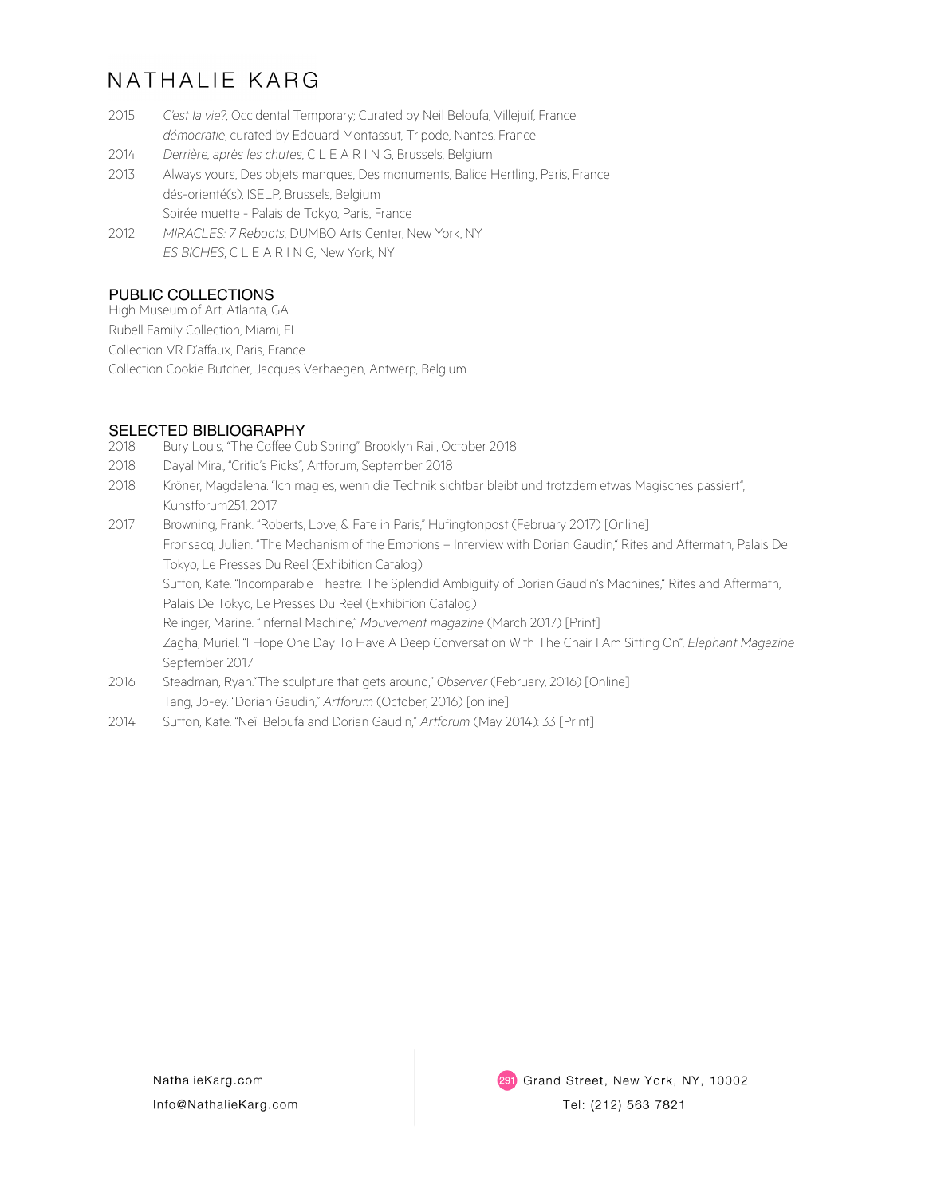# NATHALIE KARG

2015 *C'est la vie?*, Occidental Temporary; Curated by Neil Beloufa, Villejuif, France
*démocratie*, curated by Edouard Montassut, Tripode, Nantes, France
2014 *Derrière, après les chutes*, C L E A R I N G, Brussels, Belgium
2013 Always yours, Des objets manques, Des monuments, Balice Hertling, Paris, France
dés-orienté(s), ISELP, Brussels, Belgium
Soirée muette - Palais de Tokyo, Paris, France
2012 *MIRACLES: 7 Reboots*, DUMBO Arts Center, New York, NY
*ES BICHES*, C L E A R I N G, New York, NY

## PUBLIC COLLECTIONS

High Museum of Art, Atlanta, GA
Rubell Family Collection, Miami, FL
Collection VR D'affaux, Paris, France
Collection Cookie Butcher, Jacques Verhaegen, Antwerp, Belgium

## SELECTED BIBLIOGRAPHY

2018 Bury Louis, "The Coffee Cub Spring", Brooklyn Rail, October 2018
2018 Dayal Mira., "Critic's Picks", Artforum, September 2018
2018 Kröner, Magdalena. "Ich mag es, wenn die Technik sichtbar bleibt und trotzdem etwas Magisches passiert", Kunstforum251, 2017
2017 Browning, Frank. "Roberts, Love, & Fate in Paris," Hufingtonpost (February 2017) [Online]
Fronsacq, Julien. "The Mechanism of the Emotions – Interview with Dorian Gaudin," Rites and Aftermath, Palais De Tokyo, Le Presses Du Reel (Exhibition Catalog)
Sutton, Kate. "Incomparable Theatre: The Splendid Ambiguity of Dorian Gaudin's Machines," Rites and Aftermath, Palais De Tokyo, Le Presses Du Reel (Exhibition Catalog)
Relinger, Marine. "Infernal Machine," *Mouvement magazine* (March 2017) [Print]
Zagha, Muriel. "I Hope One Day To Have A Deep Conversation With The Chair I Am Sitting On", *Elephant Magazine* September 2017
2016 Steadman, Ryan."The sculpture that gets around," *Observer* (February, 2016) [Online]
Tang, Jo-ey. "Dorian Gaudin," *Artforum* (October, 2016) [online]
2014 Sutton, Kate. "Neil Beloufa and Dorian Gaudin," *Artforum* (May 2014): 33 [Print]

NathalieKarg.com
Info@NathalieKarg.com

291 Grand Street, New York, NY, 10002
Tel: (212) 563 7821